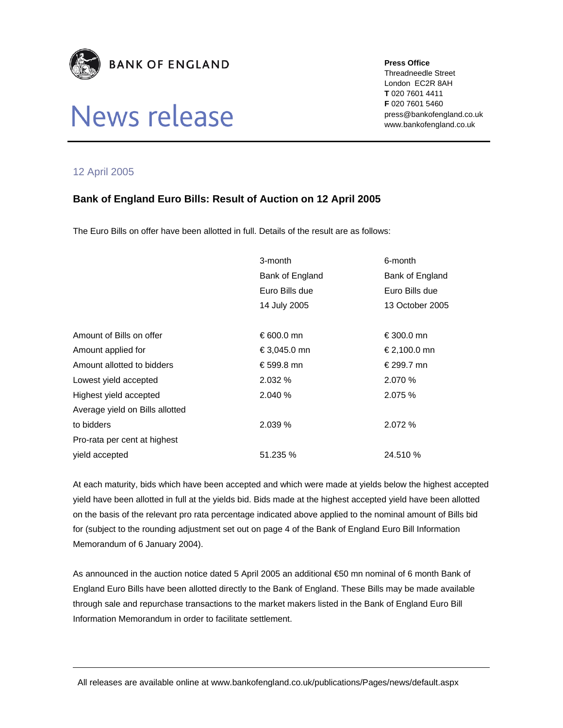BANK OF ENGLAND

# News release

**Press Office**
Threadneedle Street
London EC2R 8AH
**T** 020 7601 4411
**F** 020 7601 5460
press@bankofengland.co.uk
www.bankofengland.co.uk

12 April 2005

## Bank of England Euro Bills: Result of Auction on 12 April 2005

The Euro Bills on offer have been allotted in full. Details of the result are as follows:

| | 3-month Bank of England Euro Bills due 14 July 2005 | 6-month Bank of England Euro Bills due 13 October 2005 |
|---|---|---|
| Amount of Bills on offer | € 600.0 mn | € 300.0 mn |
| Amount applied for | € 3,045.0 mn | € 2,100.0 mn |
| Amount allotted to bidders | € 599.8 mn | € 299.7 mn |
| Lowest yield accepted | 2.032 % | 2.070 % |
| Highest yield accepted | 2.040 % | 2.075 % |
| Average yield on Bills allotted to bidders | 2.039 % | 2.072 % |
| Pro-rata per cent at highest yield accepted | 51.235 % | 24.510 % |

At each maturity, bids which have been accepted and which were made at yields below the highest accepted yield have been allotted in full at the yields bid. Bids made at the highest accepted yield have been allotted on the basis of the relevant pro rata percentage indicated above applied to the nominal amount of Bills bid for (subject to the rounding adjustment set out on page 4 of the Bank of England Euro Bill Information Memorandum of 6 January 2004).

As announced in the auction notice dated 5 April 2005 an additional €50 mn nominal of 6 month Bank of England Euro Bills have been allotted directly to the Bank of England. These Bills may be made available through sale and repurchase transactions to the market makers listed in the Bank of England Euro Bill Information Memorandum in order to facilitate settlement.

All releases are available online at www.bankofengland.co.uk/publications/Pages/news/default.aspx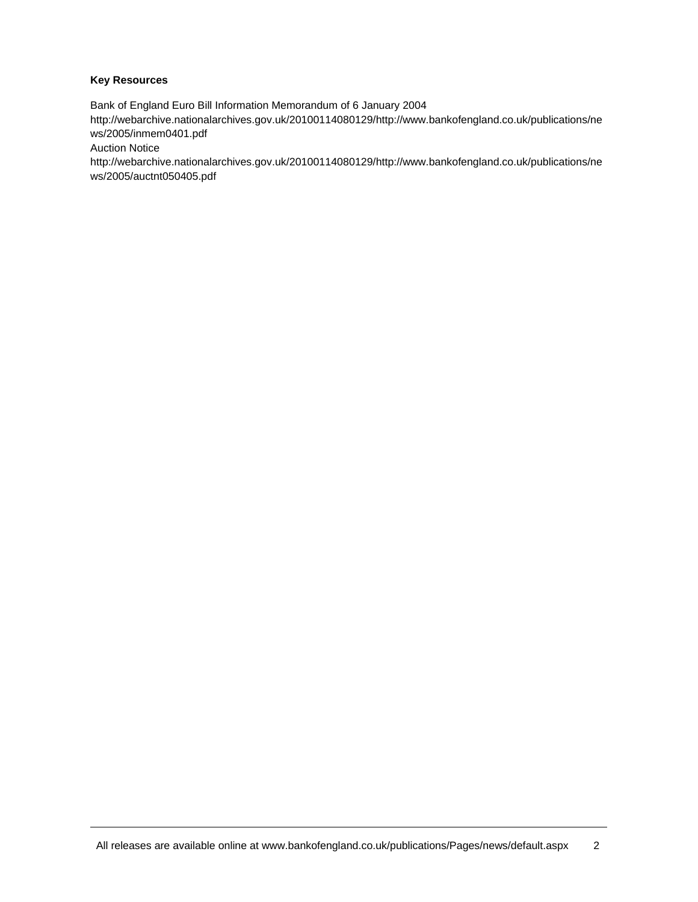**Key Resources**

Bank of England Euro Bill Information Memorandum of 6 January 2004
http://webarchive.nationalarchives.gov.uk/20100114080129/http://www.bankofengland.co.uk/publications/news/2005/inmem0401.pdf
Auction Notice
http://webarchive.nationalarchives.gov.uk/20100114080129/http://www.bankofengland.co.uk/publications/news/2005/auctnt050405.pdf